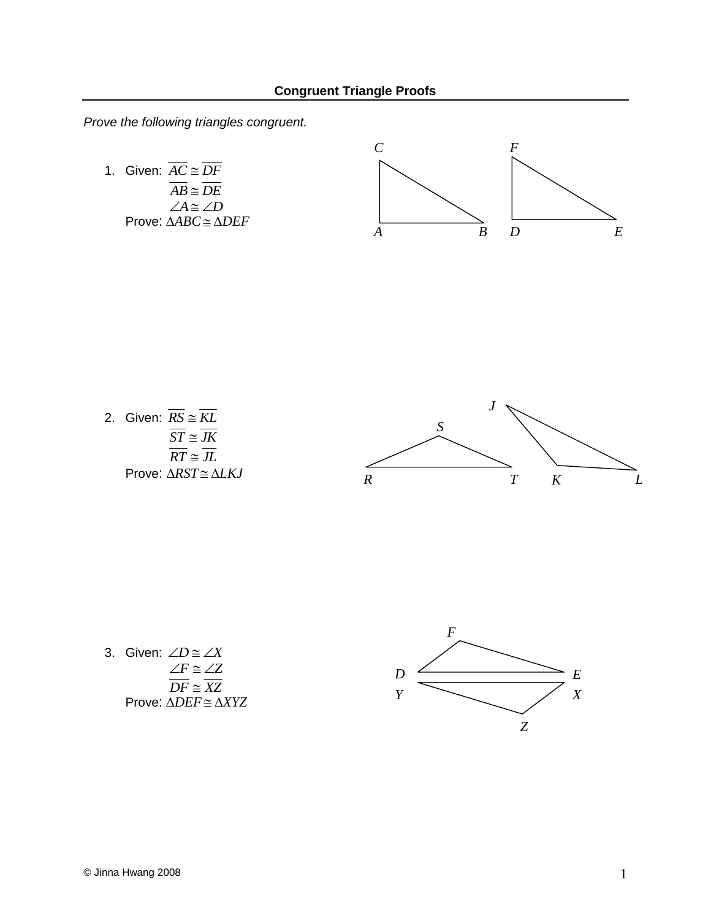**Congruent Triangle Proofs**

*Prove the following triangles congruent.*

1. Given: $\overline{AC} \cong \overline{DF}$
   $\overline{AB} \cong \overline{DE}$
   $\angle A \cong \angle D$
   Prove: $\Delta ABC \cong \Delta DEF$

2. Given: $\overline{RS} \cong \overline{KL}$
   $\overline{ST} \cong \overline{JK}$
   $\overline{RT} \cong \overline{JL}$
   Prove: $\Delta RST \cong \Delta LKJ$

3. Given: $\angle D \cong \angle X$
   $\angle F \cong \angle Z$
   $\overline{DF} \cong \overline{XZ}$
   Prove: $\Delta DEF \cong \Delta XYZ$

© Jinna Hwang 2008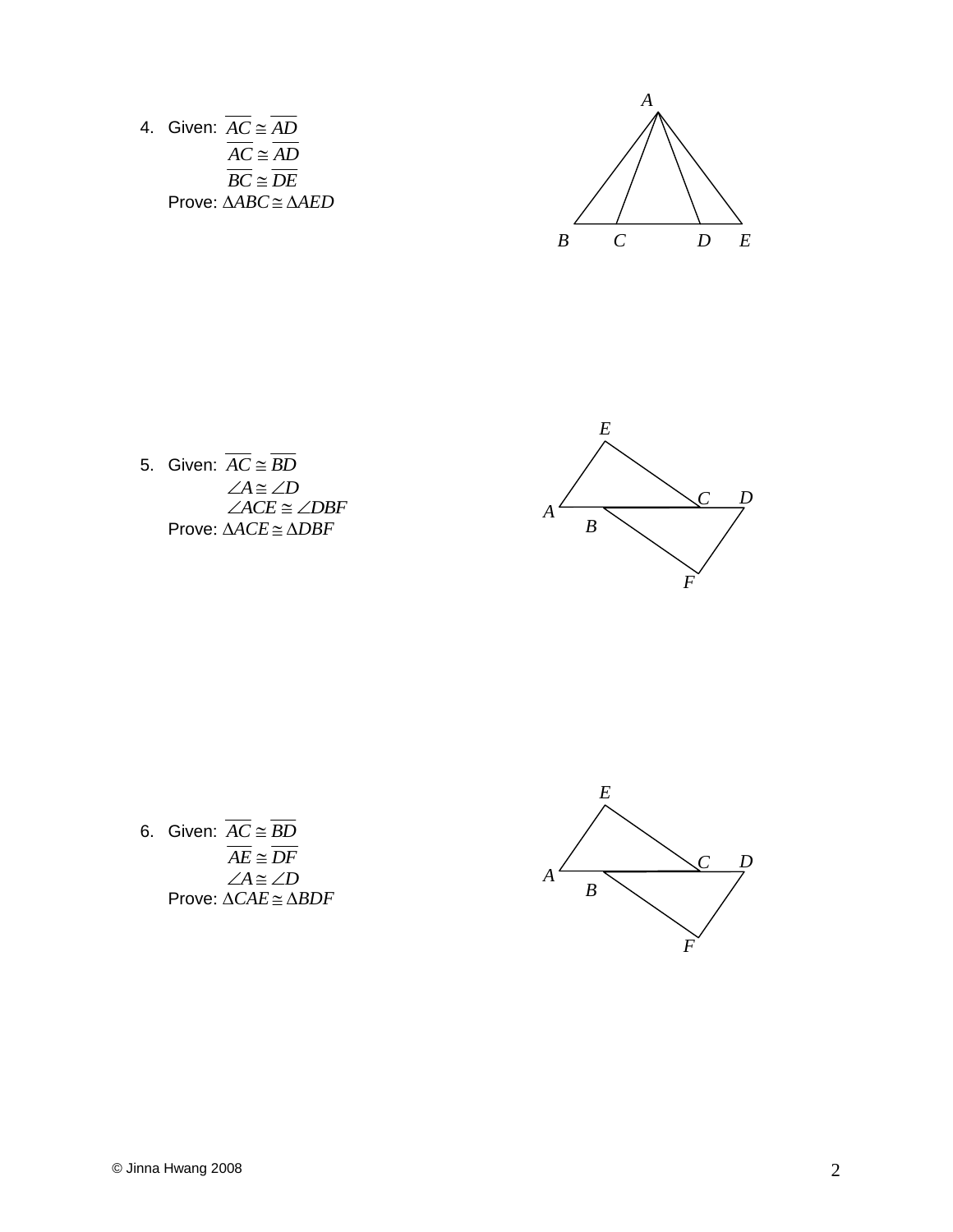4. Given: $\overline{AC} \cong \overline{AD}$
   $\overline{AC} \cong \overline{AD}$
   $\overline{BC} \cong \overline{DE}$
   Prove: $\Delta ABC \cong \Delta AED$

5. Given: $\overline{AC} \cong \overline{BD}$
   $\angle A \cong \angle D$
   $\angle ACE \cong \angle DBF$
   Prove: $\Delta ACE \cong \Delta DBF$

6. Given: $\overline{AC} \cong \overline{BD}$
   $\overline{AE} \cong \overline{DF}$
   $\angle A \cong \angle D$
   Prove: $\Delta CAE \cong \Delta BDF$

© Jinna Hwang 2008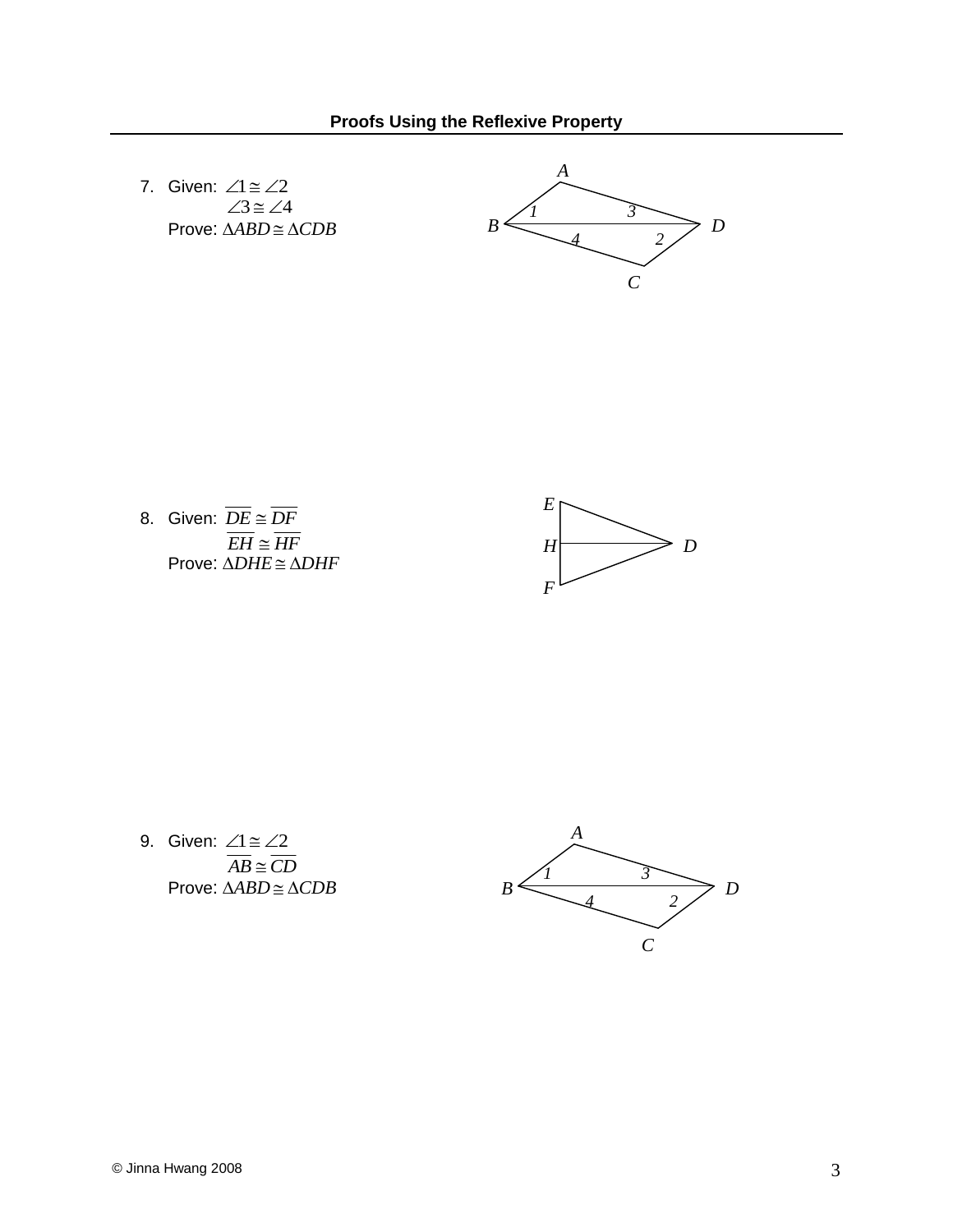## Proofs Using the Reflexive Property

7. Given: $\angle 1 \cong \angle 2$
   $\angle 3 \cong \angle 4$
   Prove: $\Delta ABD \cong \Delta CDB$

A
1 3
B D
4 2
C

8. Given: $\overline{DE} \cong \overline{DF}$
   $\overline{EH} \cong \overline{HF}$
   Prove: $\Delta DHE \cong \Delta DHF$

E
H D
F

9. Given: $\angle 1 \cong \angle 2$
   $\overline{AB} \cong \overline{CD}$
   Prove: $\Delta ABD \cong \Delta CDB$

A
1 3
B D
4 2
C

© Jinna Hwang 2008